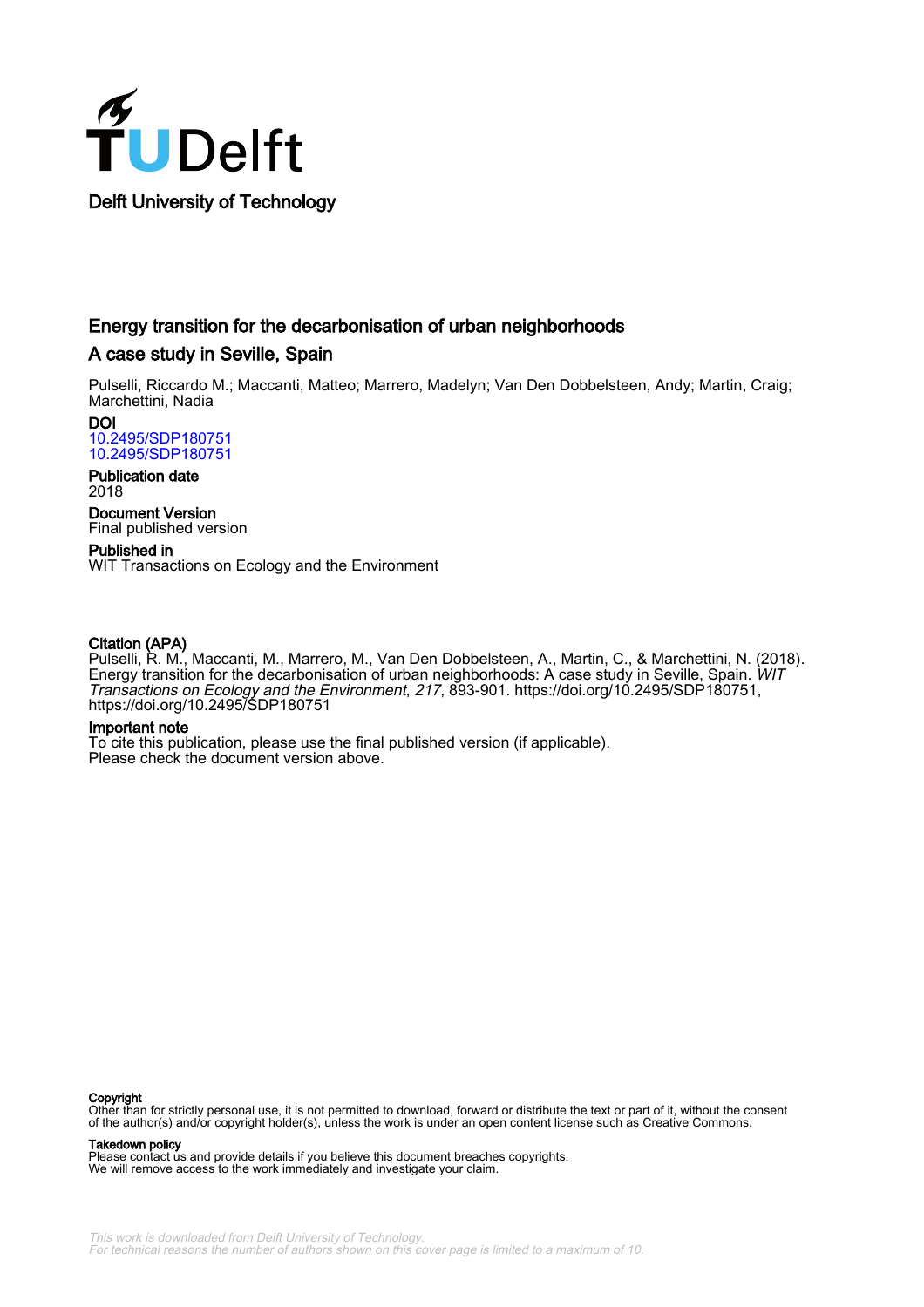Delft University of Technology

# Energy transition for the decarbonisation of urban neighborhoods

## A case study in Seville, Spain

Pulselli, Riccardo M.; Maccanti, Matteo; Marrero, Madelyn; Van Den Dobbelsteen, Andy; Martin, Craig; Marchettini, Nadia

**DOI**
10.2495/SDP180751
10.2495/SDP180751

**Publication date**
2018

**Document Version**
Final published version

**Published in**
WIT Transactions on Ecology and the Environment

**Citation (APA)**
Pulselli, R. M., Maccanti, M., Marrero, M., Van Den Dobbelsteen, A., Martin, C., & Marchettini, N. (2018). Energy transition for the decarbonisation of urban neighborhoods: A case study in Seville, Spain. *WIT Transactions on Ecology and the Environment*, *217*, 893-901. https://doi.org/10.2495/SDP180751, https://doi.org/10.2495/SDP180751

**Important note**
To cite this publication, please use the final published version (if applicable).
Please check the document version above.

**Copyright**
Other than for strictly personal use, it is not permitted to download, forward or distribute the text or part of it, without the consent of the author(s) and/or copyright holder(s), unless the work is under an open content license such as Creative Commons.

**Takedown policy**
Please contact us and provide details if you believe this document breaches copyrights.
We will remove access to the work immediately and investigate your claim.

*This work is downloaded from Delft University of Technology.*
*For technical reasons the number of authors shown on this cover page is limited to a maximum of 10.*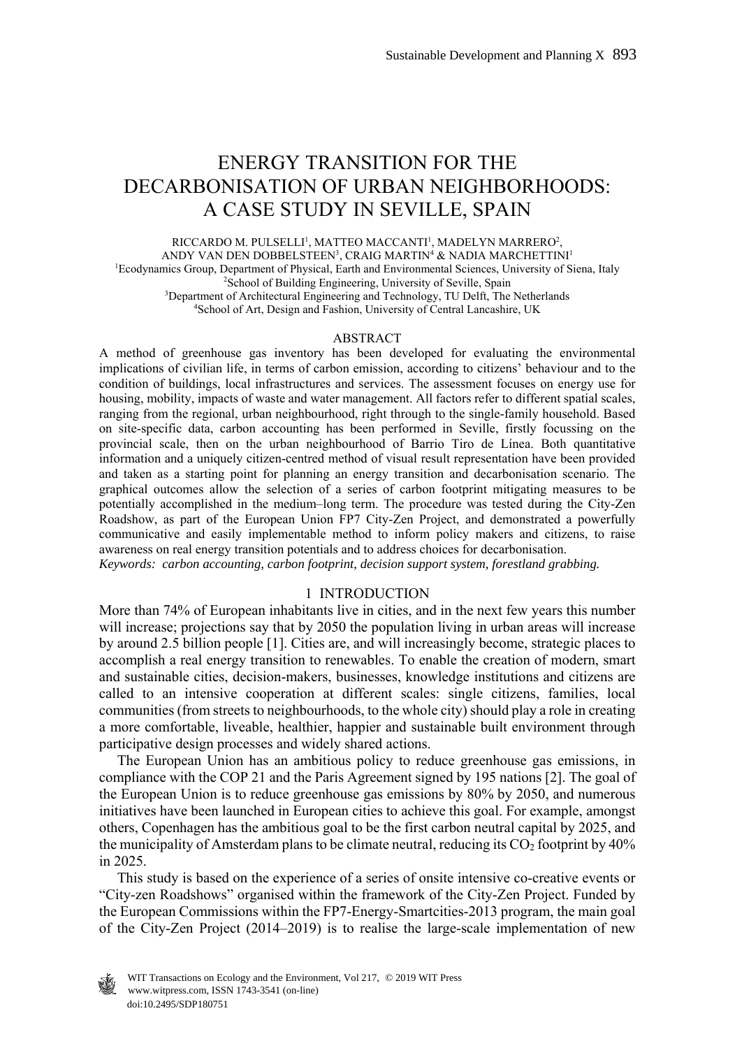# ENERGY TRANSITION FOR THE DECARBONISATION OF URBAN NEIGHBORHOODS: A CASE STUDY IN SEVILLE, SPAIN

RICCARDO M. PULSELLI[1], MATTEO MACCANTI[1], MADELYN MARRERO[2], ANDY VAN DEN DOBBELSTEEN[3], CRAIG MARTIN[4] & NADIA MARCHETTINI[1]

[1]Ecodynamics Group, Department of Physical, Earth and Environmental Sciences, University of Siena, Italy
[2]School of Building Engineering, University of Seville, Spain
[3]Department of Architectural Engineering and Technology, TU Delft, The Netherlands
[4]School of Art, Design and Fashion, University of Central Lancashire, UK

## ABSTRACT

A method of greenhouse gas inventory has been developed for evaluating the environmental implications of civilian life, in terms of carbon emission, according to citizens' behaviour and to the condition of buildings, local infrastructures and services. The assessment focuses on energy use for housing, mobility, impacts of waste and water management. All factors refer to different spatial scales, ranging from the regional, urban neighbourhood, right through to the single-family household. Based on site-specific data, carbon accounting has been performed in Seville, firstly focussing on the provincial scale, then on the urban neighbourhood of Barrio Tiro de Línea. Both quantitative information and a uniquely citizen-centred method of visual result representation have been provided and taken as a starting point for planning an energy transition and decarbonisation scenario. The graphical outcomes allow the selection of a series of carbon footprint mitigating measures to be potentially accomplished in the medium–long term. The procedure was tested during the City-Zen Roadshow, as part of the European Union FP7 City-Zen Project, and demonstrated a powerfully communicative and easily implementable method to inform policy makers and citizens, to raise awareness on real energy transition potentials and to address choices for decarbonisation.

*Keywords: carbon accounting, carbon footprint, decision support system, forestland grabbing.*

## 1 INTRODUCTION

More than 74% of European inhabitants live in cities, and in the next few years this number will increase; projections say that by 2050 the population living in urban areas will increase by around 2.5 billion people [1]. Cities are, and will increasingly become, strategic places to accomplish a real energy transition to renewables. To enable the creation of modern, smart and sustainable cities, decision-makers, businesses, knowledge institutions and citizens are called to an intensive cooperation at different scales: single citizens, families, local communities (from streets to neighbourhoods, to the whole city) should play a role in creating a more comfortable, liveable, healthier, happier and sustainable built environment through participative design processes and widely shared actions.

The European Union has an ambitious policy to reduce greenhouse gas emissions, in compliance with the COP 21 and the Paris Agreement signed by 195 nations [2]. The goal of the European Union is to reduce greenhouse gas emissions by 80% by 2050, and numerous initiatives have been launched in European cities to achieve this goal. For example, amongst others, Copenhagen has the ambitious goal to be the first carbon neutral capital by 2025, and the municipality of Amsterdam plans to be climate neutral, reducing its $CO_2$ footprint by 40% in 2025.

This study is based on the experience of a series of onsite intensive co-creative events or "City-zen Roadshows" organised within the framework of the City-Zen Project. Funded by the European Commissions within the FP7-Energy-Smartcities-2013 program, the main goal of the City-Zen Project (2014–2019) is to realise the large-scale implementation of new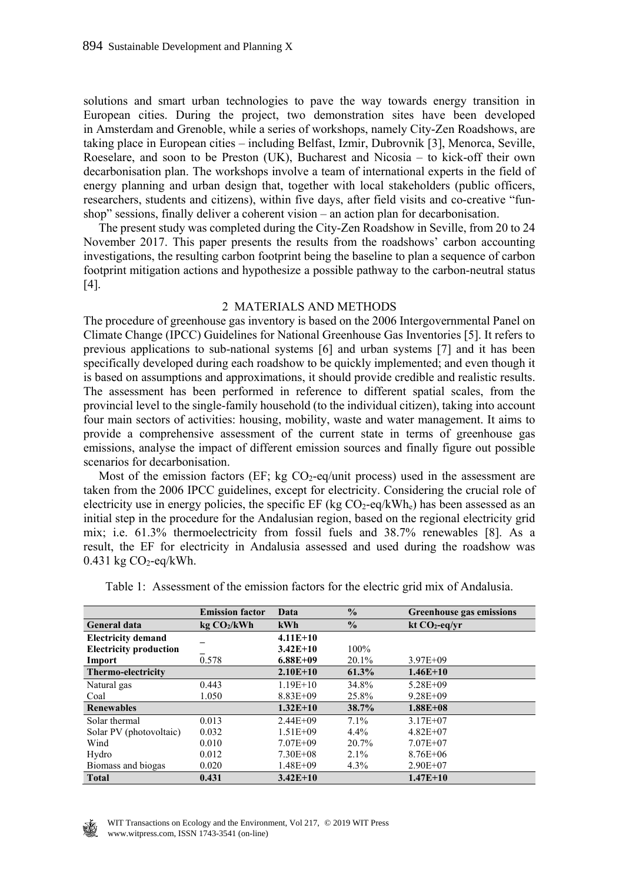solutions and smart urban technologies to pave the way towards energy transition in European cities. During the project, two demonstration sites have been developed in Amsterdam and Grenoble, while a series of workshops, namely City-Zen Roadshows, are taking place in European cities – including Belfast, Izmir, Dubrovnik [3], Menorca, Seville, Roeselare, and soon to be Preston (UK), Bucharest and Nicosia – to kick-off their own decarbonisation plan. The workshops involve a team of international experts in the field of energy planning and urban design that, together with local stakeholders (public officers, researchers, students and citizens), within five days, after field visits and co-creative "fun-shop" sessions, finally deliver a coherent vision – an action plan for decarbonisation.

The present study was completed during the City-Zen Roadshow in Seville, from 20 to 24 November 2017. This paper presents the results from the roadshows' carbon accounting investigations, the resulting carbon footprint being the baseline to plan a sequence of carbon footprint mitigation actions and hypothesize a possible pathway to the carbon-neutral status [4].

## 2 MATERIALS AND METHODS

The procedure of greenhouse gas inventory is based on the 2006 Intergovernmental Panel on Climate Change (IPCC) Guidelines for National Greenhouse Gas Inventories [5]. It refers to previous applications to sub-national systems [6] and urban systems [7] and it has been specifically developed during each roadshow to be quickly implemented; and even though it is based on assumptions and approximations, it should provide credible and realistic results. The assessment has been performed in reference to different spatial scales, from the provincial level to the single-family household (to the individual citizen), taking into account four main sectors of activities: housing, mobility, waste and water management. It aims to provide a comprehensive assessment of the current state in terms of greenhouse gas emissions, analyse the impact of different emission sources and finally figure out possible scenarios for decarbonisation.

Most of the emission factors (EF; kg $CO_2$-eq/unit process) used in the assessment are taken from the 2006 IPCC guidelines, except for electricity. Considering the crucial role of electricity use in energy policies, the specific EF (kg $CO_2$-eq/kWh$_e$) has been assessed as an initial step in the procedure for the Andalusian region, based on the regional electricity grid mix; i.e. 61.3% thermoelectricity from fossil fuels and 38.7% renewables [8]. As a result, the EF for electricity in Andalusia assessed and used during the roadshow was 0.431 kg $CO_2$-eq/kWh.

Table 1: Assessment of the emission factors for the electric grid mix of Andalusia.

| | **Emission factor** | **Data** | **%** | **Greenhouse gas emissions** |
|---|---|---|---|---|
| **General data** | **kg $CO_2$/kWh** | **kWh** | **%** | **kt $CO_2$-eq/yr** |
| **Electricity demand** | – | **4.11E+10** | | |
| **Electricity production** | – | **3.42E+10** | 100% | |
| **Import** | 0.578 | **6.88E+09** | 20.1% | 3.97E+09 |
| **Thermo-electricity** | | **2.10E+10** | **61.3%** | **1.46E+10** |
| Natural gas | 0.443 | 1.19E+10 | 34.8% | 5.28E+09 |
| Coal | 1.050 | 8.83E+09 | 25.8% | 9.28E+09 |
| **Renewables** | | **1.32E+10** | **38.7%** | **1.88E+08** |
| Solar thermal | 0.013 | 2.44E+09 | 7.1% | 3.17E+07 |
| Solar PV (photovoltaic) | 0.032 | 1.51E+09 | 4.4% | 4.82E+07 |
| Wind | 0.010 | 7.07E+09 | 20.7% | 7.07E+07 |
| Hydro | 0.012 | 7.30E+08 | 2.1% | 8.76E+06 |
| Biomass and biogas | 0.020 | 1.48E+09 | 4.3% | 2.90E+07 |
| **Total** | **0.431** | **3.42E+10** | | **1.47E+10** |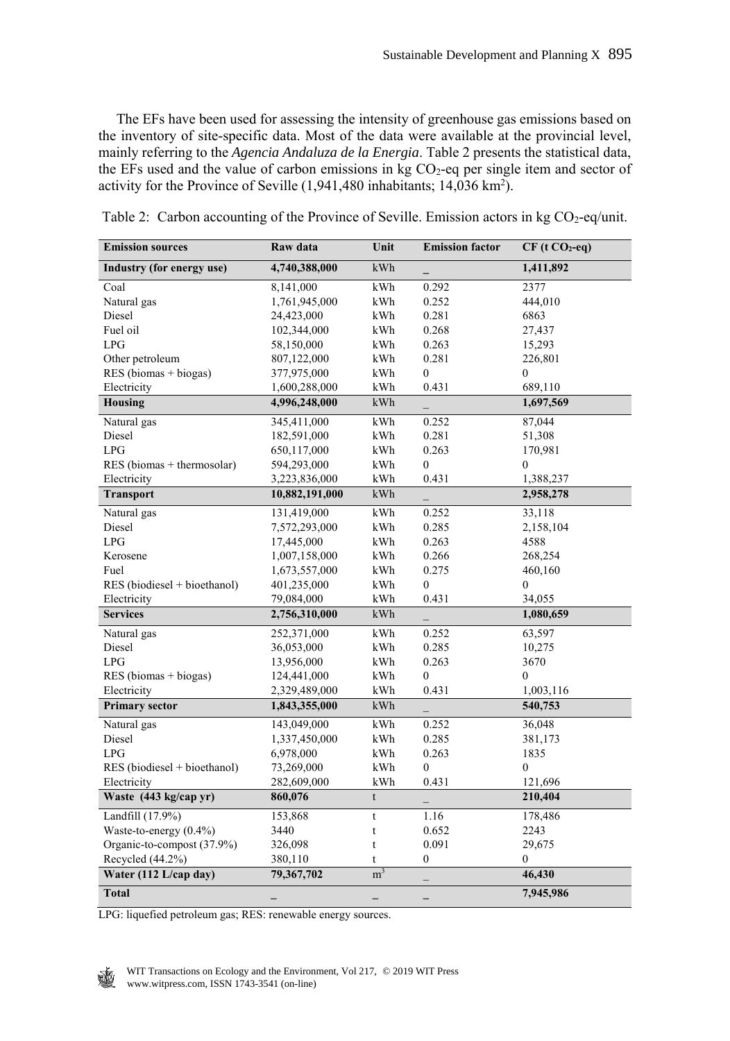The EFs have been used for assessing the intensity of greenhouse gas emissions based on the inventory of site-specific data. Most of the data were available at the provincial level, mainly referring to the *Agencia Andaluza de la Energia*. Table 2 presents the statistical data, the EFs used and the value of carbon emissions in kg $CO_2$-eq per single item and sector of activity for the Province of Seville (1,941,480 inhabitants; 14,036 km$^2$).

Table 2: Carbon accounting of the Province of Seville. Emission actors in kg $CO_2$-eq/unit.

| Emission sources | Raw data | Unit | Emission factor | CF (t $CO_2$-eq) |
|---|---|---|---|---|
| **Industry (for energy use)** | **4,740,388,000** | kWh | _ | **1,411,892** |
| Coal | 8,141,000 | kWh | 0.292 | 2377 |
| Natural gas | 1,761,945,000 | kWh | 0.252 | 444,010 |
| Diesel | 24,423,000 | kWh | 0.281 | 6863 |
| Fuel oil | 102,344,000 | kWh | 0.268 | 27,437 |
| LPG | 58,150,000 | kWh | 0.263 | 15,293 |
| Other petroleum | 807,122,000 | kWh | 0.281 | 226,801 |
| RES (biomas + biogas) | 377,975,000 | kWh | 0 | 0 |
| Electricity | 1,600,288,000 | kWh | 0.431 | 689,110 |
| **Housing** | **4,996,248,000** | kWh | _ | **1,697,569** |
| Natural gas | 345,411,000 | kWh | 0.252 | 87,044 |
| Diesel | 182,591,000 | kWh | 0.281 | 51,308 |
| LPG | 650,117,000 | kWh | 0.263 | 170,981 |
| RES (biomas + thermosolar) | 594,293,000 | kWh | 0 | 0 |
| Electricity | 3,223,836,000 | kWh | 0.431 | 1,388,237 |
| **Transport** | **10,882,191,000** | kWh | _ | **2,958,278** |
| Natural gas | 131,419,000 | kWh | 0.252 | 33,118 |
| Diesel | 7,572,293,000 | kWh | 0.285 | 2,158,104 |
| LPG | 17,445,000 | kWh | 0.263 | 4588 |
| Kerosene | 1,007,158,000 | kWh | 0.266 | 268,254 |
| Fuel | 1,673,557,000 | kWh | 0.275 | 460,160 |
| RES (biodiesel + bioethanol) | 401,235,000 | kWh | 0 | 0 |
| Electricity | 79,084,000 | kWh | 0.431 | 34,055 |
| **Services** | **2,756,310,000** | kWh | _ | **1,080,659** |
| Natural gas | 252,371,000 | kWh | 0.252 | 63,597 |
| Diesel | 36,053,000 | kWh | 0.285 | 10,275 |
| LPG | 13,956,000 | kWh | 0.263 | 3670 |
| RES (biomas + biogas) | 124,441,000 | kWh | 0 | 0 |
| Electricity | 2,329,489,000 | kWh | 0.431 | 1,003,116 |
| **Primary sector** | **1,843,355,000** | kWh | _ | **540,753** |
| Natural gas | 143,049,000 | kWh | 0.252 | 36,048 |
| Diesel | 1,337,450,000 | kWh | 0.285 | 381,173 |
| LPG | 6,978,000 | kWh | 0.263 | 1835 |
| RES (biodiesel + bioethanol) | 73,269,000 | kWh | 0 | 0 |
| Electricity | 282,609,000 | kWh | 0.431 | 121,696 |
| **Waste (443 kg/cap yr)** | **860,076** | t | _ | **210,404** |
| Landfill (17.9%) | 153,868 | t | 1.16 | 178,486 |
| Waste-to-energy (0.4%) | 3440 | t | 0.652 | 2243 |
| Organic-to-compost (37.9%) | 326,098 | t | 0.091 | 29,675 |
| Recycled (44.2%) | 380,110 | t | 0 | 0 |
| **Water (112 L/cap day)** | **79,367,702** | m$^3$ | _ | **46,430** |
| **Total** | _ | _ | _ | **7,945,986** |

LPG: liquefied petroleum gas; RES: renewable energy sources.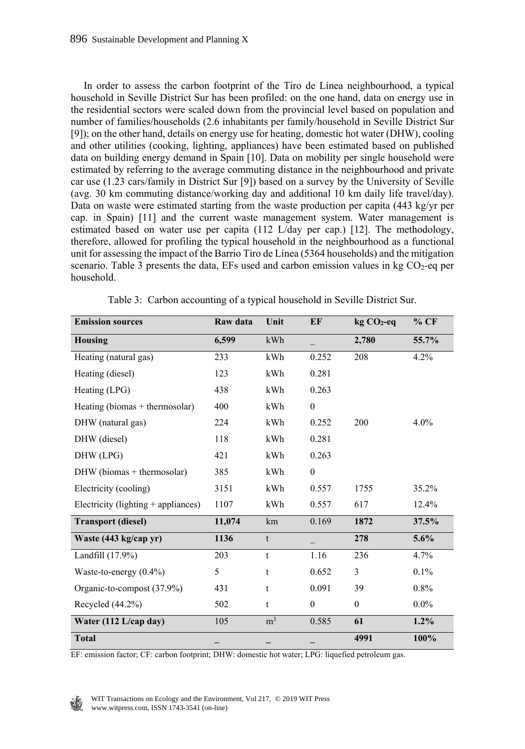In order to assess the carbon footprint of the Tiro de Línea neighbourhood, a typical household in Seville District Sur has been profiled: on the one hand, data on energy use in the residential sectors were scaled down from the provincial level based on population and number of families/households (2.6 inhabitants per family/household in Seville District Sur [9]); on the other hand, details on energy use for heating, domestic hot water (DHW), cooling and other utilities (cooking, lighting, appliances) have been estimated based on published data on building energy demand in Spain [10]. Data on mobility per single household were estimated by referring to the average commuting distance in the neighbourhood and private car use (1.23 cars/family in District Sur [9]) based on a survey by the University of Seville (avg. 30 km commuting distance/working day and additional 10 km daily life travel/day). Data on waste were estimated starting from the waste production per capita (443 kg/yr per cap. in Spain) [11] and the current waste management system. Water management is estimated based on water use per capita (112 L/day per cap.) [12]. The methodology, therefore, allowed for profiling the typical household in the neighbourhood as a functional unit for assessing the impact of the Barrio Tiro de Línea (5364 households) and the mitigation scenario. Table 3 presents the data, EFs used and carbon emission values in kg $CO_2$-eq per household.

Table 3: Carbon accounting of a typical household in Seville District Sur.

| Emission sources | Raw data | Unit | EF | kg $CO_2$-eq | % CF |
|---|---|---|---|---|---|
| **Housing** | **6,599** | kWh | _ | **2,780** | **55.7%** |
| Heating (natural gas) | 233 | kWh | 0.252 | 208 | 4.2% |
| Heating (diesel) | 123 | kWh | 0.281 | | |
| Heating (LPG) | 438 | kWh | 0.263 | | |
| Heating (biomas + thermosolar) | 400 | kWh | 0 | | |
| DHW (natural gas) | 224 | kWh | 0.252 | 200 | 4.0% |
| DHW (diesel) | 118 | kWh | 0.281 | | |
| DHW (LPG) | 421 | kWh | 0.263 | | |
| DHW (biomas + thermosolar) | 385 | kWh | 0 | | |
| Electricity (cooling) | 3151 | kWh | 0.557 | 1755 | 35.2% |
| Electricity (lighting + appliances) | 1107 | kWh | 0.557 | 617 | 12.4% |
| **Transport (diesel)** | **11,074** | km | 0.169 | **1872** | **37.5%** |
| **Waste (443 kg/cap yr)** | **1136** | t | _ | **278** | **5.6%** |
| Landfill (17.9%) | 203 | t | 1.16 | 236 | 4.7% |
| Waste-to-energy (0.4%) | 5 | t | 0.652 | 3 | 0.1% |
| Organic-to-compost (37.9%) | 431 | t | 0.091 | 39 | 0.8% |
| Recycled (44.2%) | 502 | t | 0 | 0 | 0.0% |
| **Water (112 L/cap day)** | 105 | $m^3$ | 0.585 | **61** | **1.2%** |
| **Total** | **_** | **_** | **_** | **4991** | **100%** |

EF: emission factor; CF: carbon footprint; DHW: domestic hot water; LPG: liquefied petroleum gas.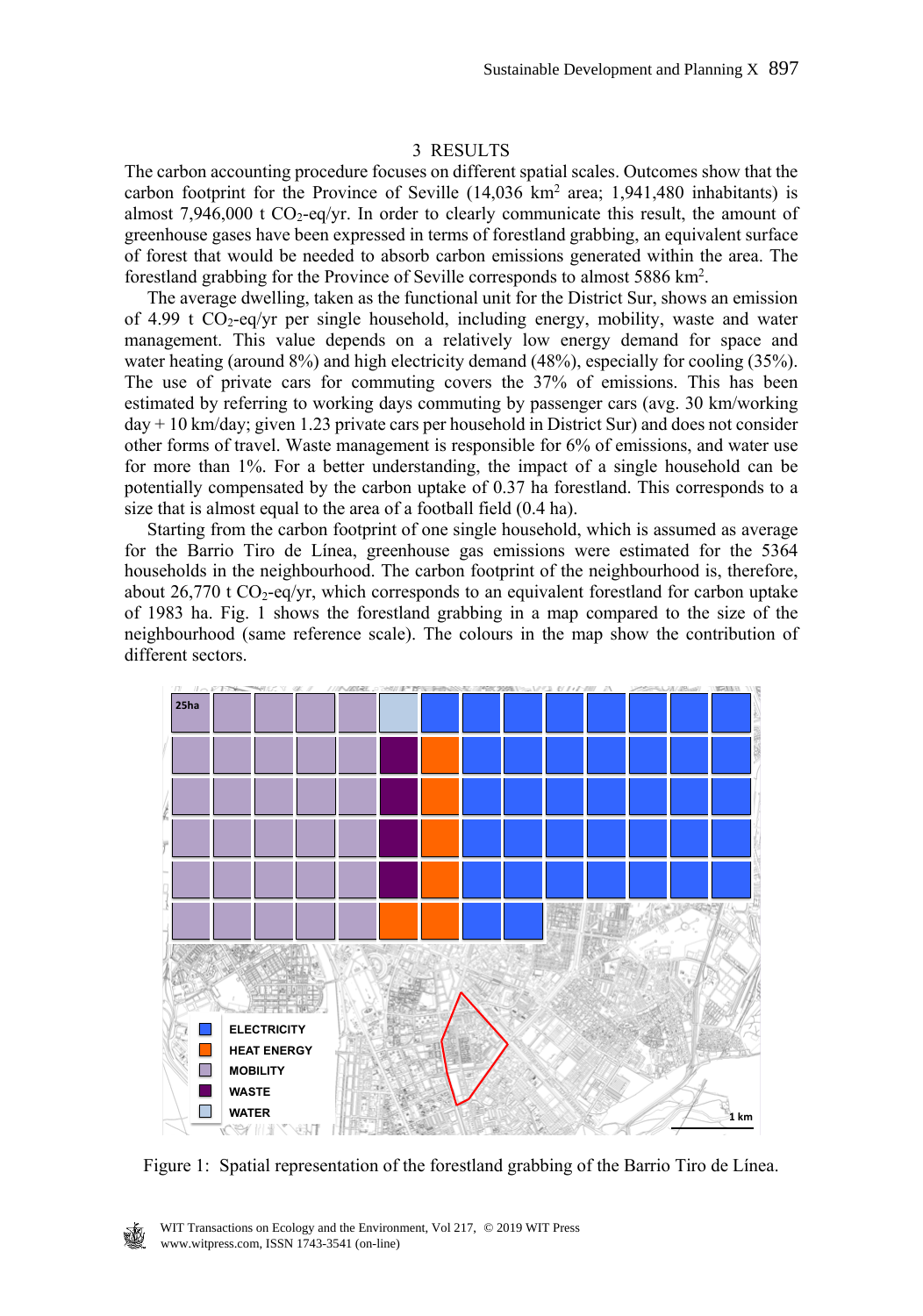## 3 RESULTS

The carbon accounting procedure focuses on different spatial scales. Outcomes show that the carbon footprint for the Province of Seville (14,036 km$^2$ area; 1,941,480 inhabitants) is almost 7,946,000 t $CO_2$-eq/yr. In order to clearly communicate this result, the amount of greenhouse gases have been expressed in terms of forestland grabbing, an equivalent surface of forest that would be needed to absorb carbon emissions generated within the area. The forestland grabbing for the Province of Seville corresponds to almost 5886 km$^2$.

The average dwelling, taken as the functional unit for the District Sur, shows an emission of 4.99 t $CO_2$-eq/yr per single household, including energy, mobility, waste and water management. This value depends on a relatively low energy demand for space and water heating (around 8%) and high electricity demand (48%), especially for cooling (35%). The use of private cars for commuting covers the 37% of emissions. This has been estimated by referring to working days commuting by passenger cars (avg. 30 km/working day + 10 km/day; given 1.23 private cars per household in District Sur) and does not consider other forms of travel. Waste management is responsible for 6% of emissions, and water use for more than 1%. For a better understanding, the impact of a single household can be potentially compensated by the carbon uptake of 0.37 ha forestland. This corresponds to a size that is almost equal to the area of a football field (0.4 ha).

Starting from the carbon footprint of one single household, which is assumed as average for the Barrio Tiro de Línea, greenhouse gas emissions were estimated for the 5364 households in the neighbourhood. The carbon footprint of the neighbourhood is, therefore, about 26,770 t $CO_2$-eq/yr, which corresponds to an equivalent forestland for carbon uptake of 1983 ha. Fig. 1 shows the forestland grabbing in a map compared to the size of the neighbourhood (same reference scale). The colours in the map show the contribution of different sectors.

Figure 1: Spatial representation of the forestland grabbing of the Barrio Tiro de Línea.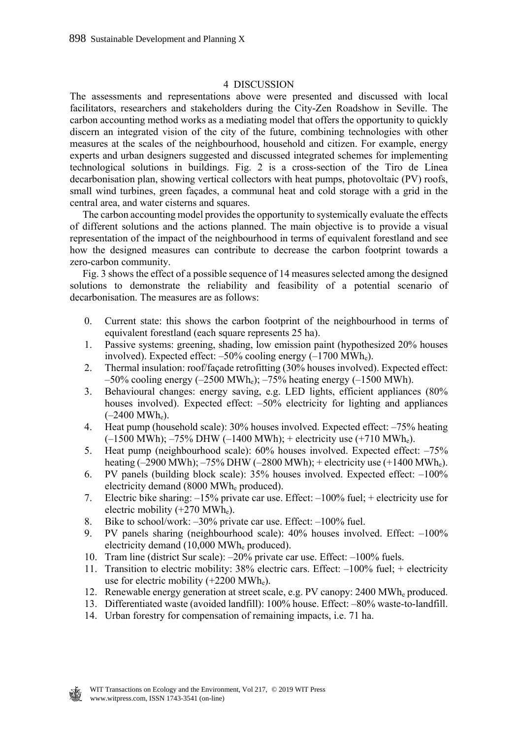# 4 DISCUSSION

The assessments and representations above were presented and discussed with local facilitators, researchers and stakeholders during the City-Zen Roadshow in Seville. The carbon accounting method works as a mediating model that offers the opportunity to quickly discern an integrated vision of the city of the future, combining technologies with other measures at the scales of the neighbourhood, household and citizen. For example, energy experts and urban designers suggested and discussed integrated schemes for implementing technological solutions in buildings. Fig. 2 is a cross-section of the Tiro de Línea decarbonisation plan, showing vertical collectors with heat pumps, photovoltaic (PV) roofs, small wind turbines, green façades, a communal heat and cold storage with a grid in the central area, and water cisterns and squares.

The carbon accounting model provides the opportunity to systemically evaluate the effects of different solutions and the actions planned. The main objective is to provide a visual representation of the impact of the neighbourhood in terms of equivalent forestland and see how the designed measures can contribute to decrease the carbon footprint towards a zero-carbon community.

Fig. 3 shows the effect of a possible sequence of 14 measures selected among the designed solutions to demonstrate the reliability and feasibility of a potential scenario of decarbonisation. The measures are as follows:

0. Current state: this shows the carbon footprint of the neighbourhood in terms of equivalent forestland (each square represents 25 ha).
1. Passive systems: greening, shading, low emission paint (hypothesized 20% houses involved). Expected effect: –50% cooling energy (–1700 $MWh_e$).
2. Thermal insulation: roof/façade retrofitting (30% houses involved). Expected effect: –50% cooling energy (–2500 $MWh_e$); –75% heating energy (–1500 MWh).
3. Behavioural changes: energy saving, e.g. LED lights, efficient appliances (80% houses involved). Expected effect: –50% electricity for lighting and appliances (–2400 $MWh_e$).
4. Heat pump (household scale): 30% houses involved. Expected effect: –75% heating (–1500 MWh); –75% DHW (–1400 MWh); + electricity use (+710 $MWh_e$).
5. Heat pump (neighbourhood scale): 60% houses involved. Expected effect: –75% heating (–2900 MWh); –75% DHW (–2800 MWh); + electricity use (+1400 $MWh_e$).
6. PV panels (building block scale): 35% houses involved. Expected effect: –100% electricity demand (8000 $MWh_e$ produced).
7. Electric bike sharing: –15% private car use. Effect: –100% fuel; + electricity use for electric mobility (+270 $MWh_e$).
8. Bike to school/work: –30% private car use. Effect: –100% fuel.
9. PV panels sharing (neighbourhood scale): 40% houses involved. Effect: –100% electricity demand (10,000 $MWh_e$ produced).
10. Tram line (district Sur scale): –20% private car use. Effect: –100% fuels.
11. Transition to electric mobility: 38% electric cars. Effect: –100% fuel; + electricity use for electric mobility (+2200 $MWh_e$).
12. Renewable energy generation at street scale, e.g. PV canopy: 2400 $MWh_e$ produced.
13. Differentiated waste (avoided landfill): 100% house. Effect: –80% waste-to-landfill.
14. Urban forestry for compensation of remaining impacts, i.e. 71 ha.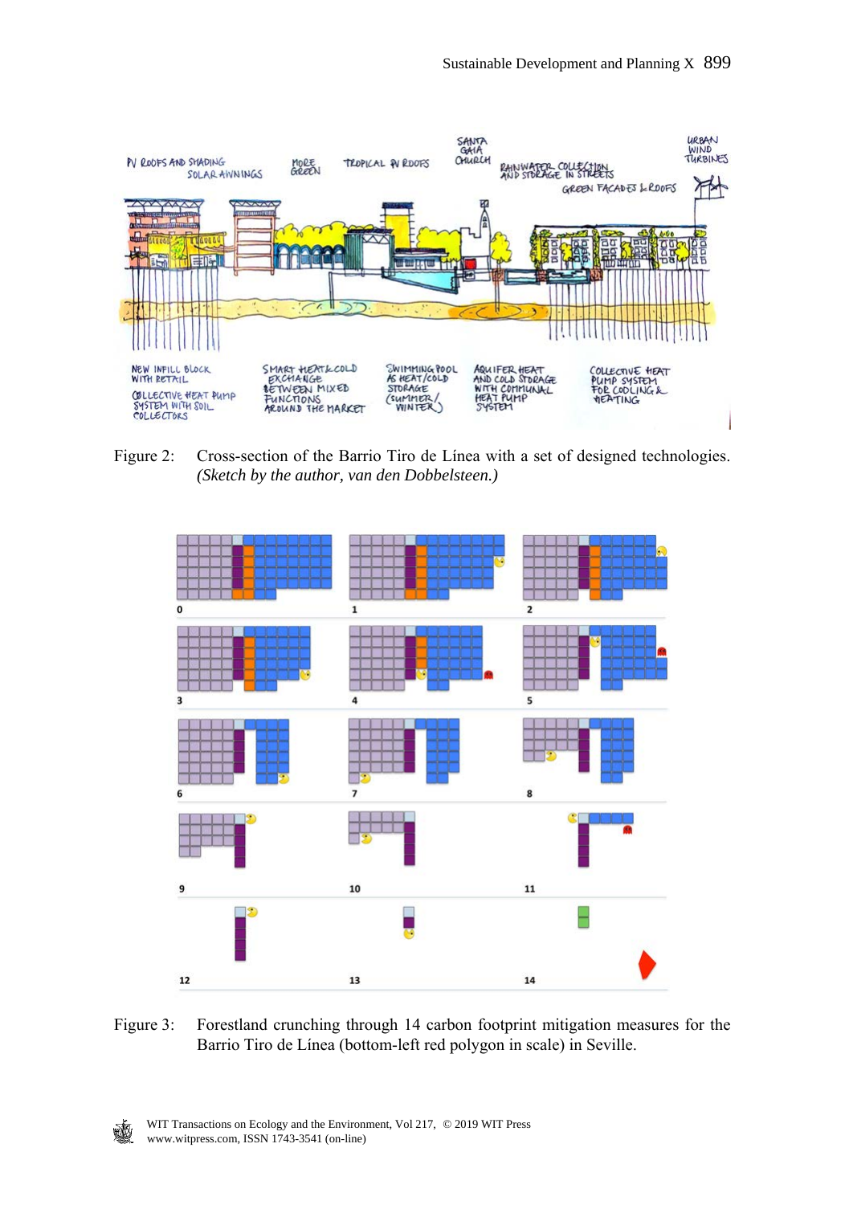Figure 2: Cross-section of the Barrio Tiro de Línea with a set of designed technologies. *(Sketch by the author, van den Dobbelsteen.)*

Figure 3: Forestland crunching through 14 carbon footprint mitigation measures for the Barrio Tiro de Línea (bottom-left red polygon in scale) in Seville.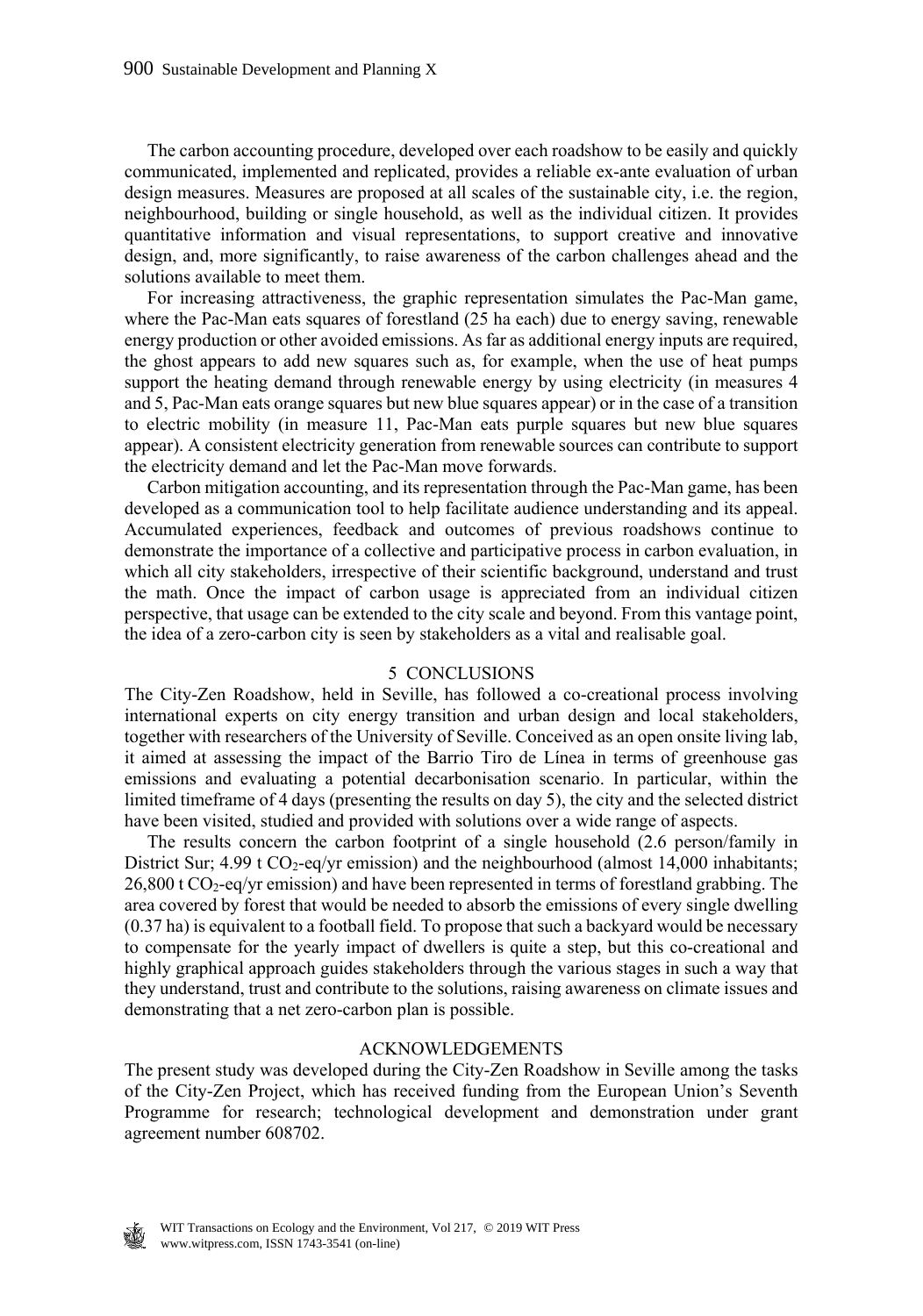The carbon accounting procedure, developed over each roadshow to be easily and quickly communicated, implemented and replicated, provides a reliable ex-ante evaluation of urban design measures. Measures are proposed at all scales of the sustainable city, i.e. the region, neighbourhood, building or single household, as well as the individual citizen. It provides quantitative information and visual representations, to support creative and innovative design, and, more significantly, to raise awareness of the carbon challenges ahead and the solutions available to meet them.

For increasing attractiveness, the graphic representation simulates the Pac-Man game, where the Pac-Man eats squares of forestland (25 ha each) due to energy saving, renewable energy production or other avoided emissions. As far as additional energy inputs are required, the ghost appears to add new squares such as, for example, when the use of heat pumps support the heating demand through renewable energy by using electricity (in measures 4 and 5, Pac-Man eats orange squares but new blue squares appear) or in the case of a transition to electric mobility (in measure 11, Pac-Man eats purple squares but new blue squares appear). A consistent electricity generation from renewable sources can contribute to support the electricity demand and let the Pac-Man move forwards.

Carbon mitigation accounting, and its representation through the Pac-Man game, has been developed as a communication tool to help facilitate audience understanding and its appeal. Accumulated experiences, feedback and outcomes of previous roadshows continue to demonstrate the importance of a collective and participative process in carbon evaluation, in which all city stakeholders, irrespective of their scientific background, understand and trust the math. Once the impact of carbon usage is appreciated from an individual citizen perspective, that usage can be extended to the city scale and beyond. From this vantage point, the idea of a zero-carbon city is seen by stakeholders as a vital and realisable goal.

## 5 CONCLUSIONS

The City-Zen Roadshow, held in Seville, has followed a co-creational process involving international experts on city energy transition and urban design and local stakeholders, together with researchers of the University of Seville. Conceived as an open onsite living lab, it aimed at assessing the impact of the Barrio Tiro de Línea in terms of greenhouse gas emissions and evaluating a potential decarbonisation scenario. In particular, within the limited timeframe of 4 days (presenting the results on day 5), the city and the selected district have been visited, studied and provided with solutions over a wide range of aspects.

The results concern the carbon footprint of a single household (2.6 person/family in District Sur; 4.99 t $CO_2$-eq/yr emission) and the neighbourhood (almost 14,000 inhabitants; 26,800 t $CO_2$-eq/yr emission) and have been represented in terms of forestland grabbing. The area covered by forest that would be needed to absorb the emissions of every single dwelling (0.37 ha) is equivalent to a football field. To propose that such a backyard would be necessary to compensate for the yearly impact of dwellers is quite a step, but this co-creational and highly graphical approach guides stakeholders through the various stages in such a way that they understand, trust and contribute to the solutions, raising awareness on climate issues and demonstrating that a net zero-carbon plan is possible.

## ACKNOWLEDGEMENTS

The present study was developed during the City-Zen Roadshow in Seville among the tasks of the City-Zen Project, which has received funding from the European Union's Seventh Programme for research; technological development and demonstration under grant agreement number 608702.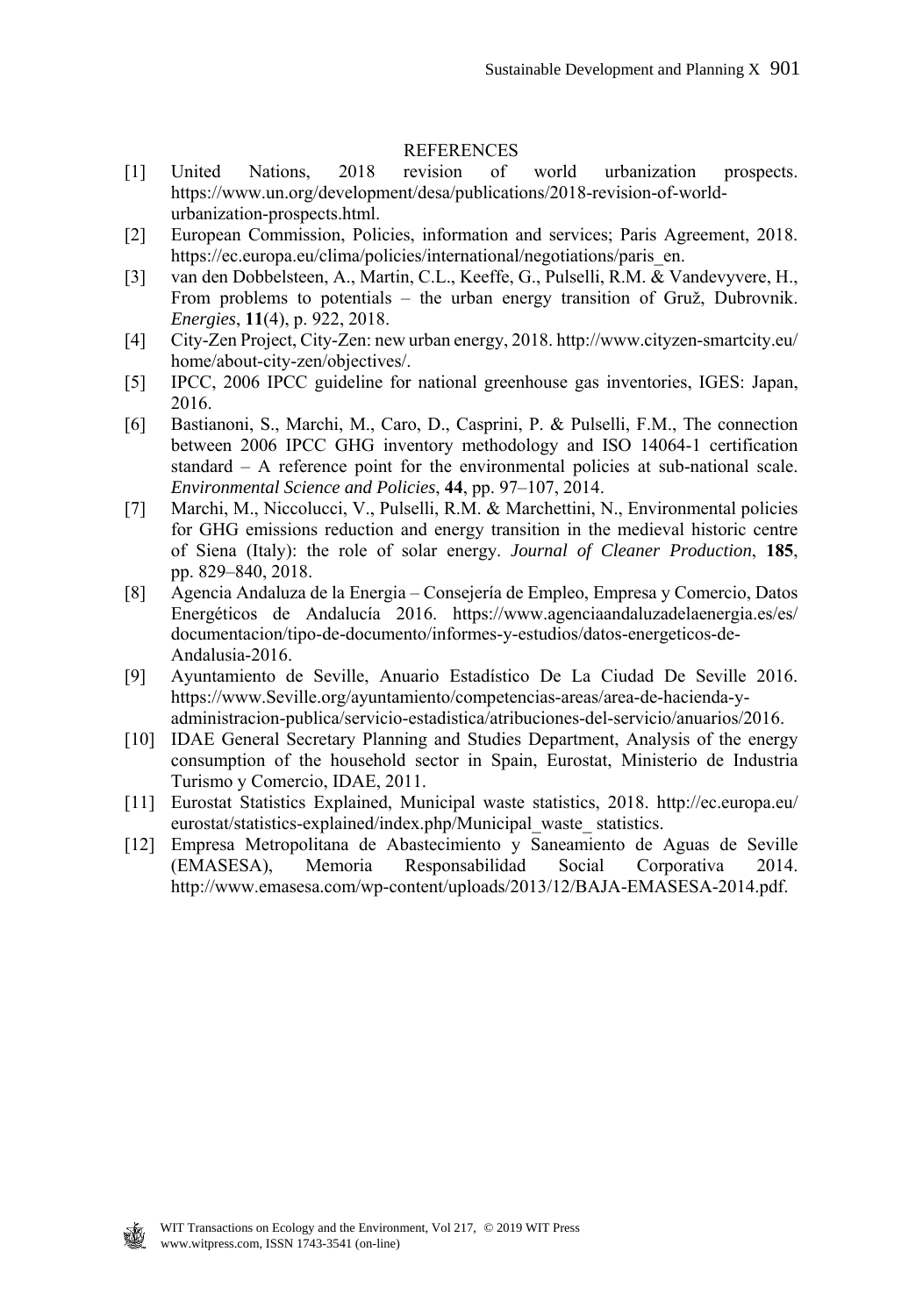## REFERENCES

[1] United Nations, 2018 revision of world urbanization prospects. https://www.un.org/development/desa/publications/2018-revision-of-world-urbanization-prospects.html.

[2] European Commission, Policies, information and services; Paris Agreement, 2018. https://ec.europa.eu/clima/policies/international/negotiations/paris_en.

[3] van den Dobbelsteen, A., Martin, C.L., Keeffe, G., Pulselli, R.M. & Vandevyvere, H., From problems to potentials – the urban energy transition of Gruž, Dubrovnik. *Energies*, **11**(4), p. 922, 2018.

[4] City-Zen Project, City-Zen: new urban energy, 2018. http://www.cityzen-smartcity.eu/home/about-city-zen/objectives/.

[5] IPCC, 2006 IPCC guideline for national greenhouse gas inventories, IGES: Japan, 2016.

[6] Bastianoni, S., Marchi, M., Caro, D., Casprini, P. & Pulselli, F.M., The connection between 2006 IPCC GHG inventory methodology and ISO 14064-1 certification standard – A reference point for the environmental policies at sub-national scale. *Environmental Science and Policies*, **44**, pp. 97–107, 2014.

[7] Marchi, M., Niccolucci, V., Pulselli, R.M. & Marchettini, N., Environmental policies for GHG emissions reduction and energy transition in the medieval historic centre of Siena (Italy): the role of solar energy. *Journal of Cleaner Production*, **185**, pp. 829–840, 2018.

[8] Agencia Andaluza de la Energia – Consejería de Empleo, Empresa y Comercio, Datos Energéticos de Andalucía 2016. https://www.agenciaandaluzadelaenergia.es/es/documentacion/tipo-de-documento/informes-y-estudios/datos-energeticos-de-Andalusia-2016.

[9] Ayuntamiento de Seville, Anuario Estadístico De La Ciudad De Seville 2016. https://www.Seville.org/ayuntamiento/competencias-areas/area-de-hacienda-y-administracion-publica/servicio-estadistica/atribuciones-del-servicio/anuarios/2016.

[10] IDAE General Secretary Planning and Studies Department, Analysis of the energy consumption of the household sector in Spain, Eurostat, Ministerio de Industria Turismo y Comercio, IDAE, 2011.

[11] Eurostat Statistics Explained, Municipal waste statistics, 2018. http://ec.europa.eu/eurostat/statistics-explained/index.php/Municipal_waste_ statistics.

[12] Empresa Metropolitana de Abastecimiento y Saneamiento de Aguas de Seville (EMASESA), Memoria Responsabilidad Social Corporativa 2014. http://www.emasesa.com/wp-content/uploads/2013/12/BAJA-EMASESA-2014.pdf.